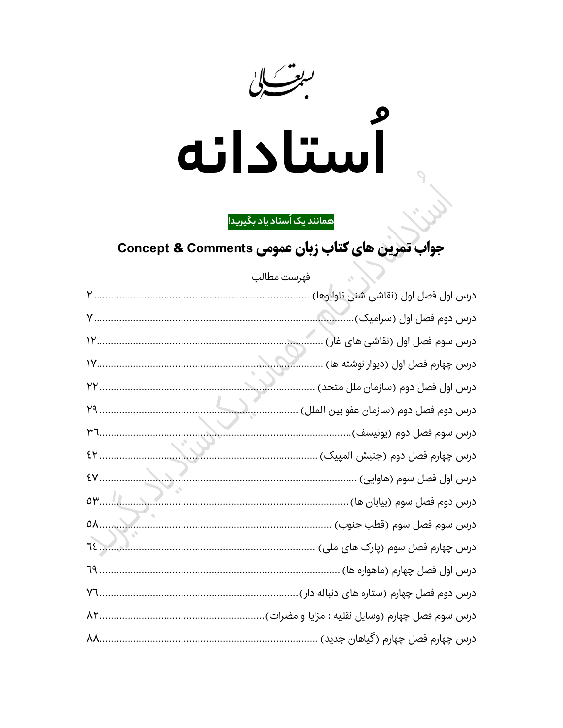بسمه تعالی

# اُستادانه

**همانند یک اُستاد یاد بگیرید!**

## جواب تمرین های کتاب زبان عمومی Concept & Comments

فهرست مطالب

درس اول فصل اول (نقاشی شنی ناوایوها) ........ ۲

درس دوم فصل اول (سرامیک) ........ ۷

درس سوم فصل اول (نقاشی های غار) ........ ۱۲

درس چهارم فصل اول (دیوار نوشته ها) ........ ۱۷

درس اول فصل دوم (سازمان ملل متحد) ........ ۲۲

درس دوم فصل دوم (سازمان عفو بین الملل) ........ ۲۹

درس سوم فصل دوم (یونیسف) ........ ۳۶

درس چهارم فصل دوم (جنبش المپیک) ........ ۴۲

درس اول فصل سوم (هاوایی) ........ ۴۷

درس دوم فصل سوم (بیابان ها) ........ ۵۳

درس سوم فصل سوم (قطب جنوب) ........ ۵۸

درس چهارم فصل سوم (پارک های ملی) ........ ٦٤

درس اول فصل چهارم (ماهواره ها) ........ ٦۹

درس دوم فصل چهارم (ستاره های دنباله دار) ........ ۷٦

درس سوم فصل چهارم (وسایل نقلیه : مزایا و مضرات) ........ ۸۲

درس چهارم فصل چهارم (گیاهان جدید) ........ ۸۸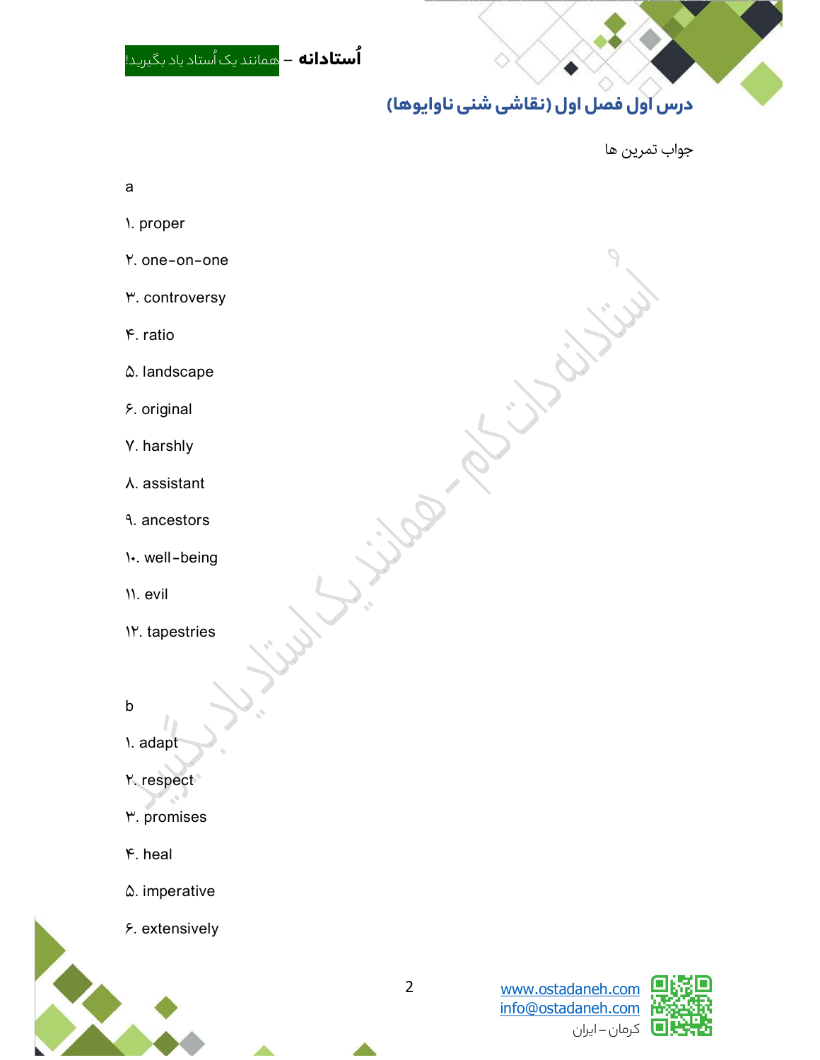## درس اول فصل اول (نقاشی شنی ناوایوها)

جواب تمرین ها

a

۱. proper

۲. one-on-one

۳. controversy

۴. ratio

۵. landscape

۶. original

۷. harshly

۸. assistant

۹. ancestors

۱۰. well-being

۱۱. evil

۱۲. tapestries

b

۱. adapt

۲. respect

۳. promises

۴. heal

۵. imperative

۶. extensively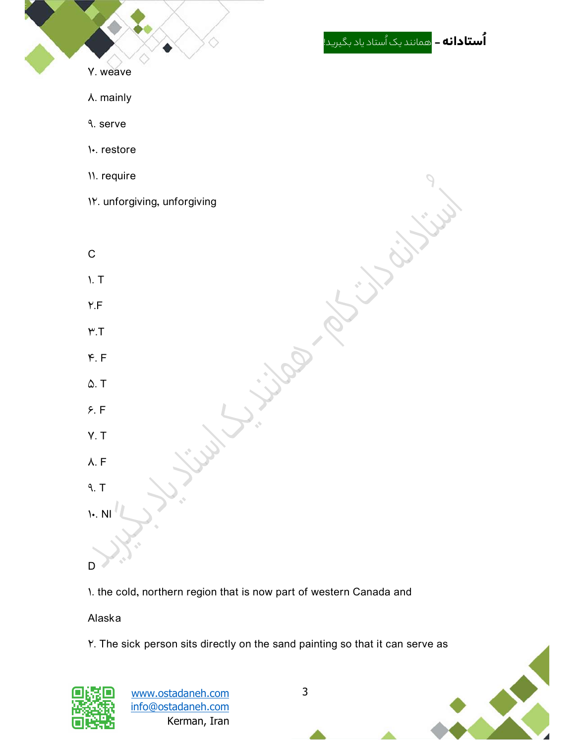۷. weave

۸. mainly

۹. serve

۱۰. restore

۱۱. require

۱۲. unforgiving, unforgiving

C

۱. T

۲.F

۳.T

۴. F

۵. T

۶. F

۷. T

۸. F

۹. T

۱۰. NI

D

۱. the cold, northern region that is now part of western Canada and Alaska

۲. The sick person sits directly on the sand painting so that it can serve as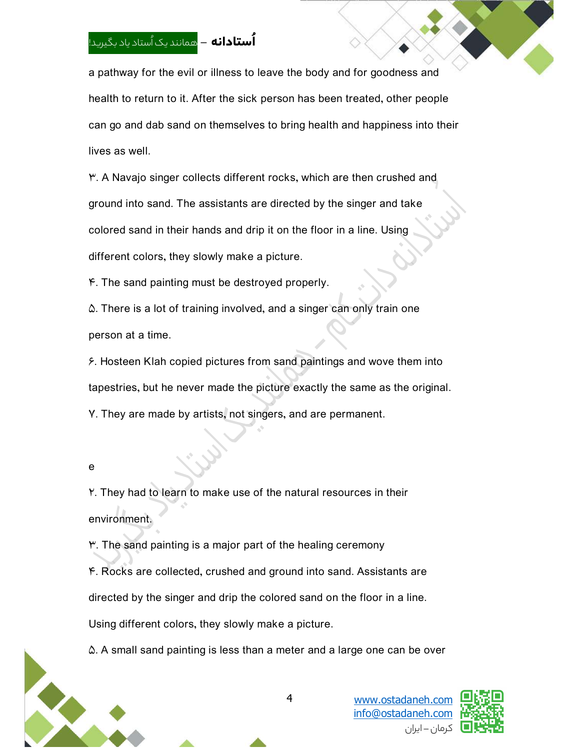a pathway for the evil or illness to leave the body and for goodness and health to return to it. After the sick person has been treated, other people can go and dab sand on themselves to bring health and happiness into their lives as well.

۳. A Navajo singer collects different rocks, which are then crushed and ground into sand. The assistants are directed by the singer and take colored sand in their hands and drip it on the floor in a line. Using different colors, they slowly make a picture.

۴. The sand painting must be destroyed properly.

۵. There is a lot of training involved, and a singer can only train one person at a time.

۶. Hosteen Klah copied pictures from sand paintings and wove them into tapestries, but he never made the picture exactly the same as the original.

۷. They are made by artists, not singers, and are permanent.

e

۲. They had to learn to make use of the natural resources in their environment.

۳. The sand painting is a major part of the healing ceremony

۴. Rocks are collected, crushed and ground into sand. Assistants are directed by the singer and drip the colored sand on the floor in a line. Using different colors, they slowly make a picture.

۵. A small sand painting is less than a meter and a large one can be over